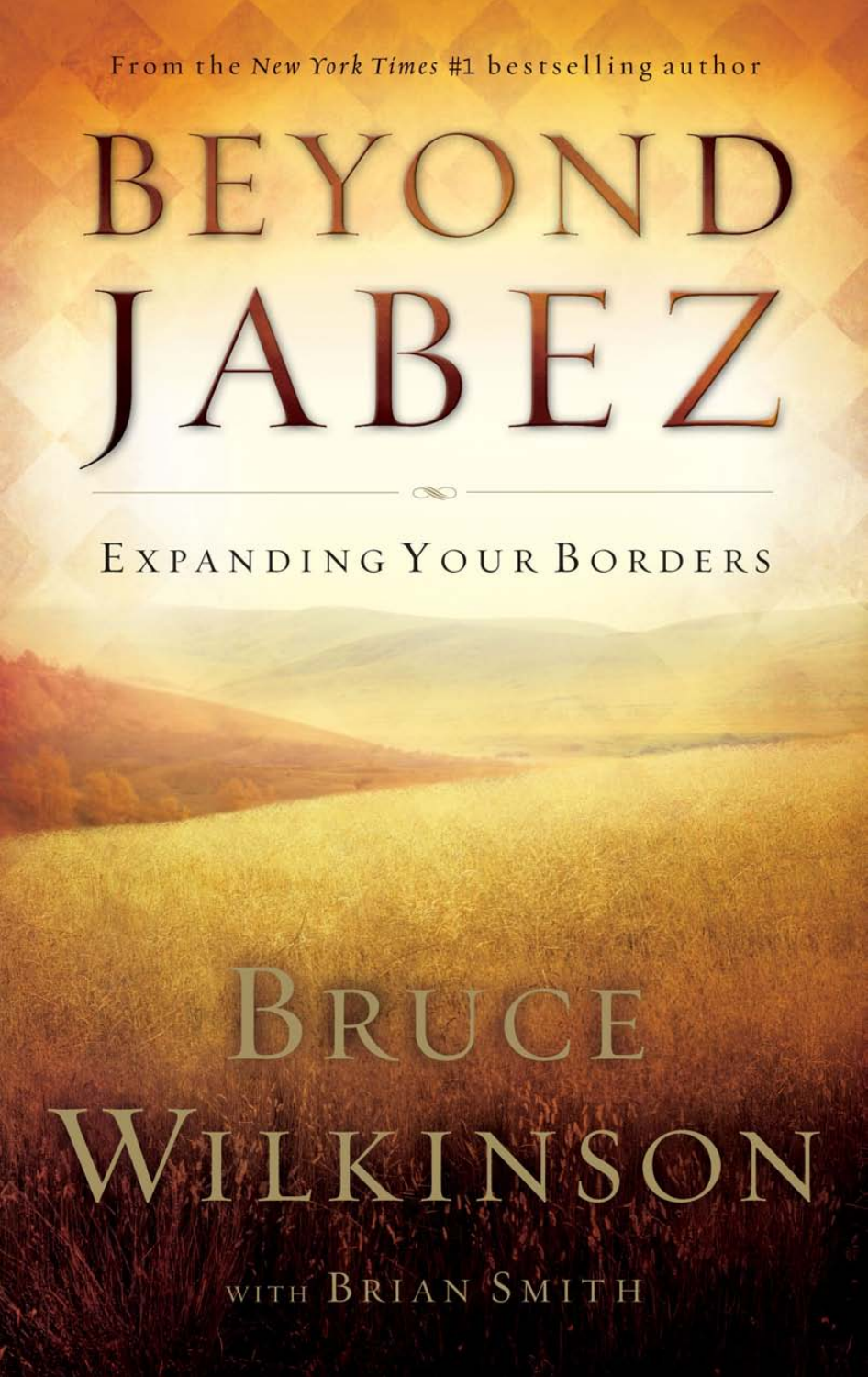From the *New York Times* #1 bestselling author

# BEYOND JABEZ

## EXPANDING YOUR BORDERS

BRUCE WILKINSON

WITH BRIAN SMITH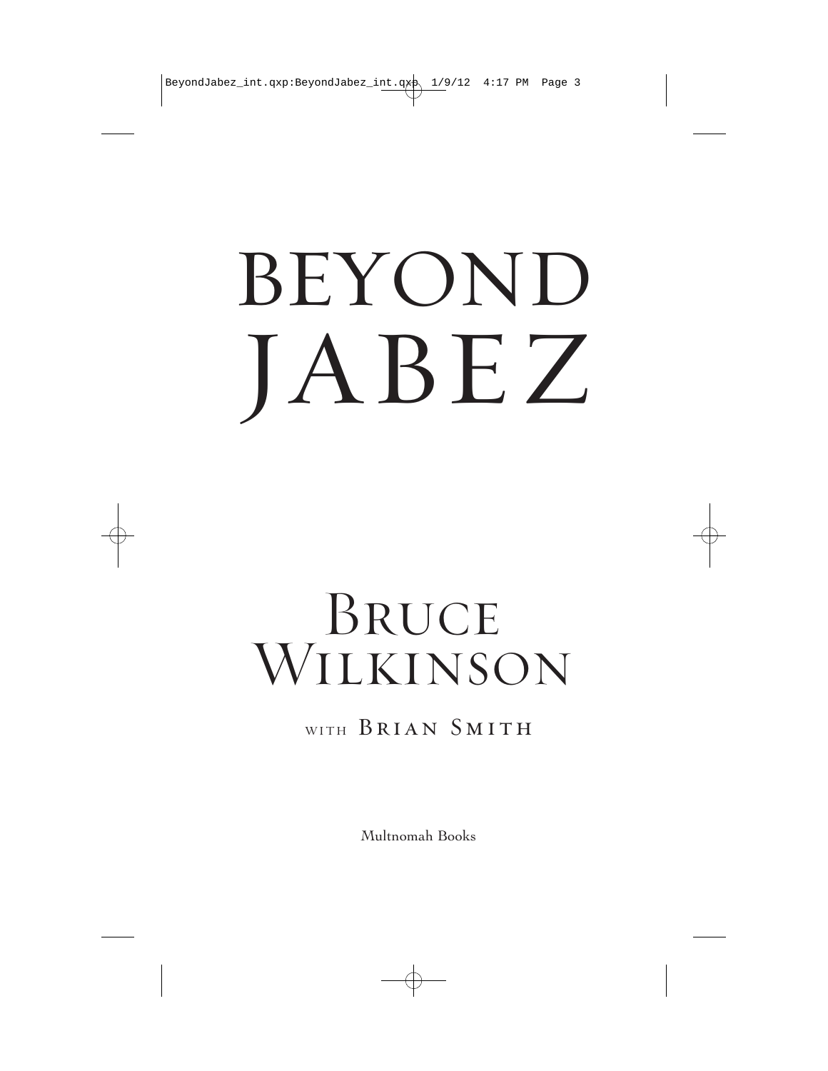# BEYOND JABEZ

## Bruce Wilkinson

with Brian Smith

Multnomah Books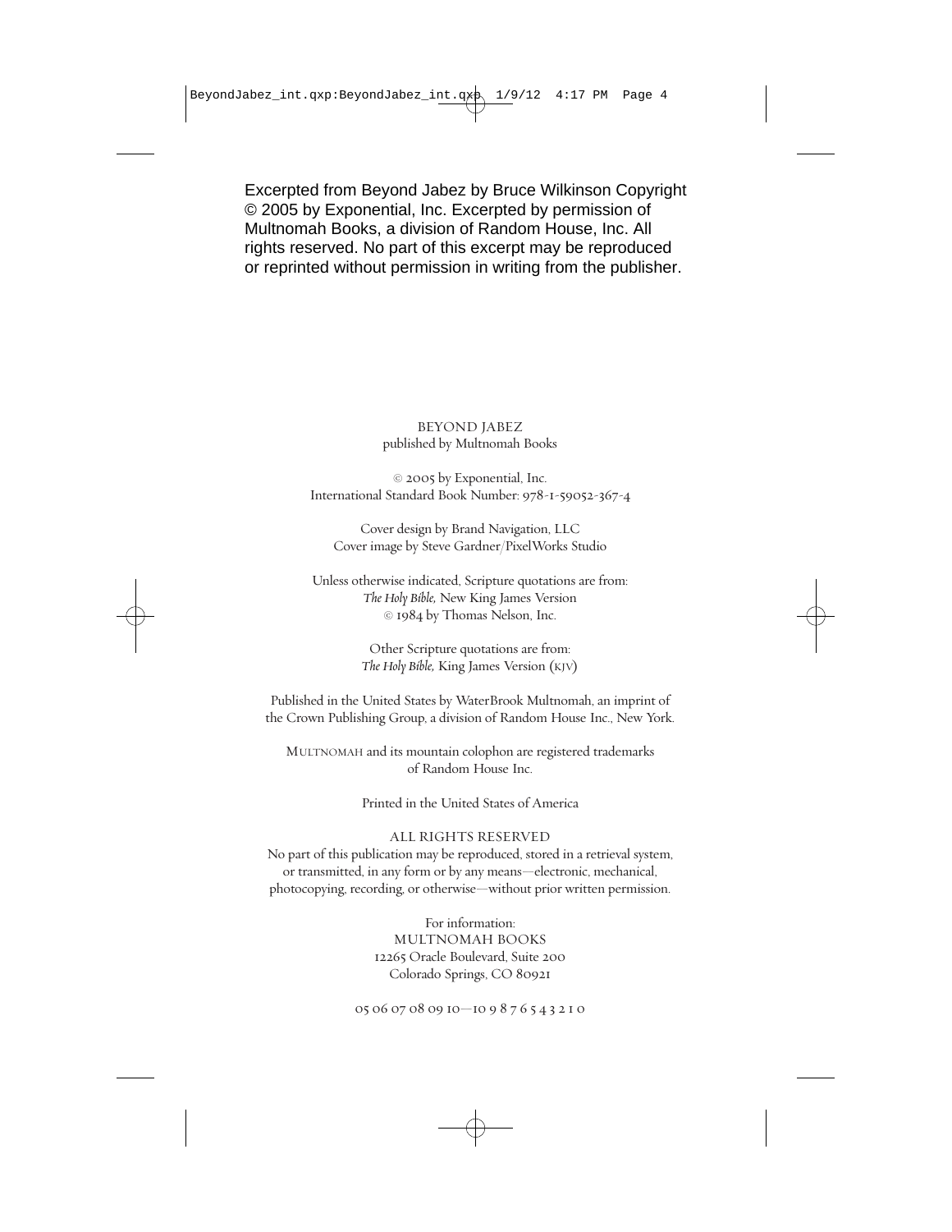Excerpted from Beyond Jabez by Bruce Wilkinson Copyright © 2005 by Exponential, Inc. Excerpted by permission of Multnomah Books, a division of Random House, Inc. All rights reserved. No part of this excerpt may be reproduced or reprinted without permission in writing from the publisher.

BEYOND JABEZ
published by Multnomah Books

© 2005 by Exponential, Inc.
International Standard Book Number: 978-1-59052-367-4

Cover design by Brand Navigation, LLC
Cover image by Steve Gardner/PixelWorks Studio

Unless otherwise indicated, Scripture quotations are from:
*The Holy Bible,* New King James Version
© 1984 by Thomas Nelson, Inc.

Other Scripture quotations are from:
*The Holy Bible,* King James Version (KJV)

Published in the United States by WaterBrook Multnomah, an imprint of the Crown Publishing Group, a division of Random House Inc., New York.

MULTNOMAH and its mountain colophon are registered trademarks of Random House Inc.

Printed in the United States of America

ALL RIGHTS RESERVED
No part of this publication may be reproduced, stored in a retrieval system, or transmitted, in any form or by any means—electronic, mechanical, photocopying, recording, or otherwise—without prior written permission.

For information:
MULTNOMAH BOOKS
12265 Oracle Boulevard, Suite 200
Colorado Springs, CO 80921

05 06 07 08 09 10—10 9 8 7 6 5 4 3 2 1 0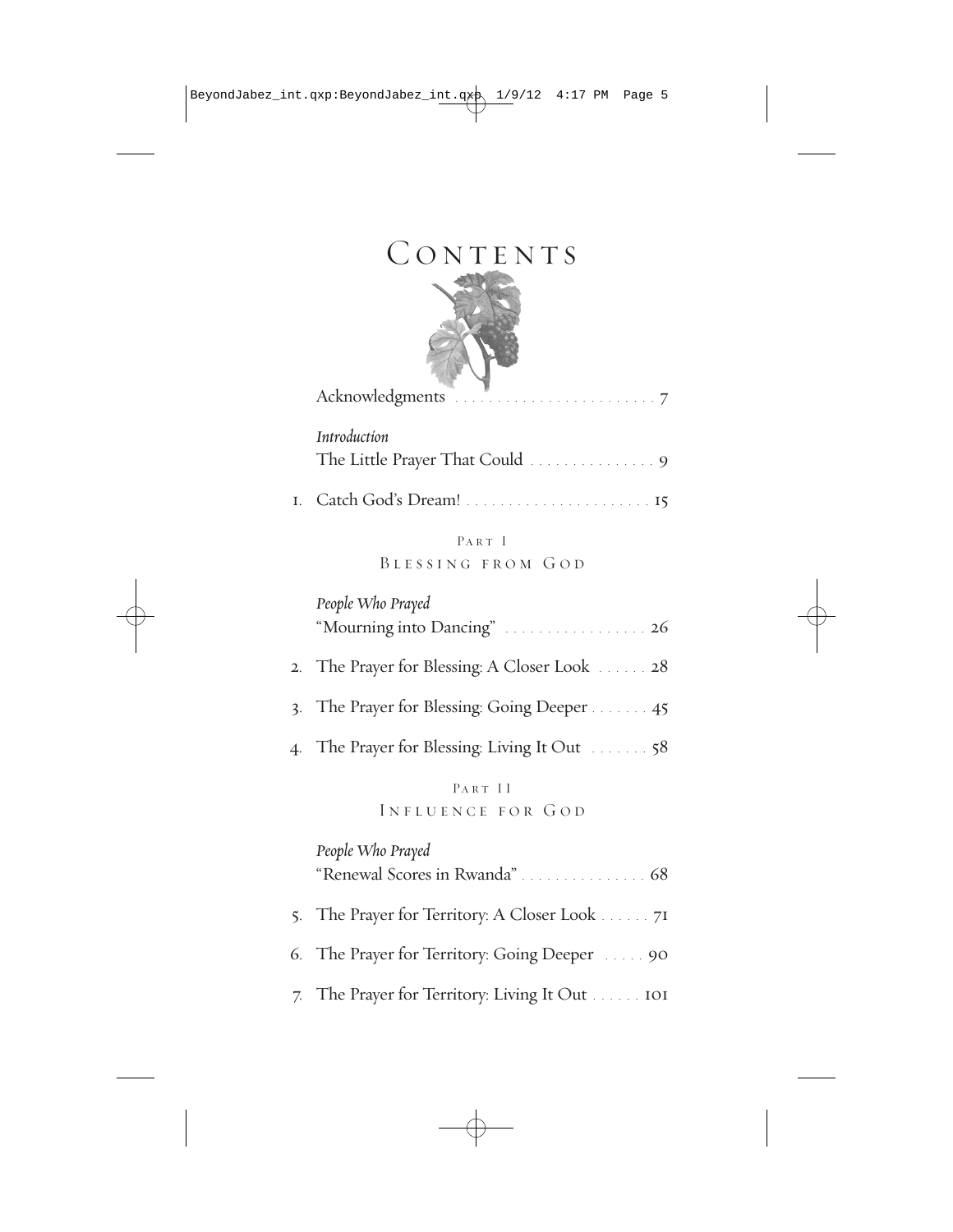# Contents

Acknowledgments . . . . . . . . . . . . . . . . . . . . . . . . 7

*Introduction*
The Little Prayer That Could . . . . . . . . . . . . . . . 9

1. Catch God's Dream! . . . . . . . . . . . . . . . . . . . . . . 15

## Part I
## Blessing from God

*People Who Prayed*
"Mourning into Dancing" . . . . . . . . . . . . . . . . . 26

2. The Prayer for Blessing: A Closer Look . . . . . . 28
3. The Prayer for Blessing: Going Deeper . . . . . . . 45
4. The Prayer for Blessing: Living It Out . . . . . . . 58

## Part II
## Influence for God

*People Who Prayed*
"Renewal Scores in Rwanda" . . . . . . . . . . . . . . . 68

5. The Prayer for Territory: A Closer Look . . . . . . 71
6. The Prayer for Territory: Going Deeper . . . . . 90
7. The Prayer for Territory: Living It Out . . . . . . 101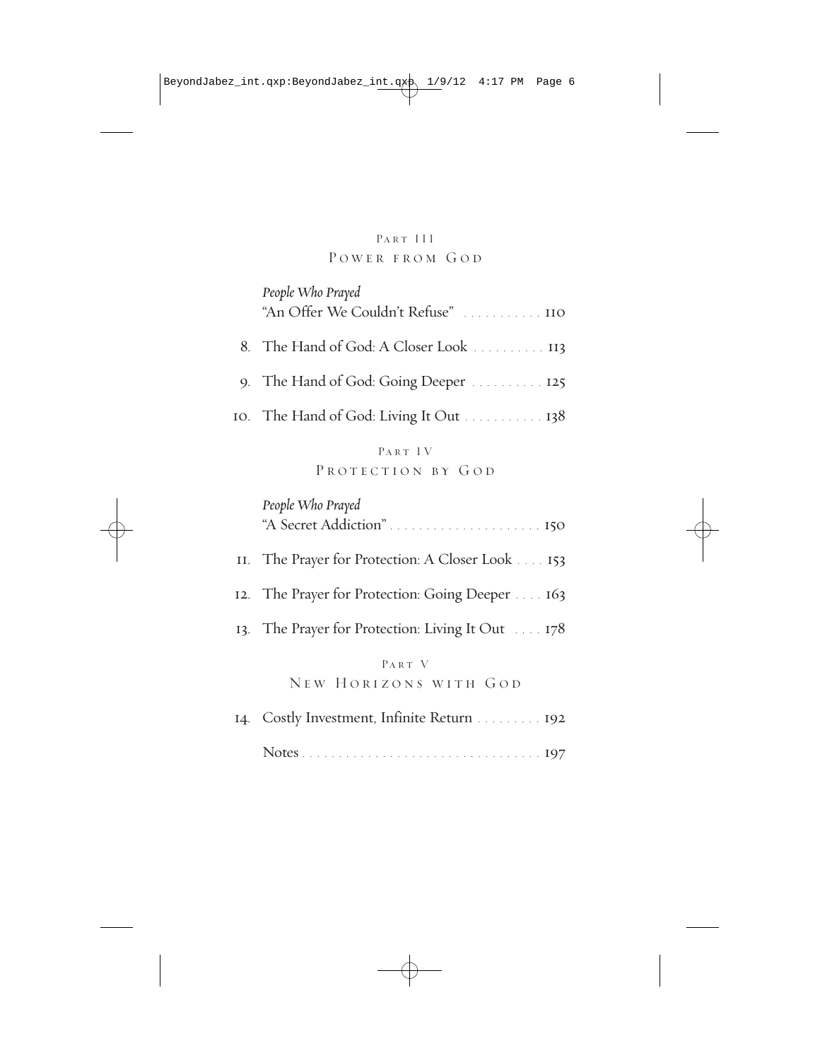## Part III
## Power from God

*People Who Prayed*
"An Offer We Couldn't Refuse" . . . . . . . . . . . 110

8. The Hand of God: A Closer Look . . . . . . . . . . 113

9. The Hand of God: Going Deeper . . . . . . . . . . 125

10. The Hand of God: Living It Out . . . . . . . . . . . 138

## Part IV
## Protection by God

*People Who Prayed*
"A Secret Addiction" . . . . . . . . . . . . . . . . . . . . . 150

11. The Prayer for Protection: A Closer Look . . . . 153

12. The Prayer for Protection: Going Deeper . . . . 163

13. The Prayer for Protection: Living It Out . . . . 178

## Part V
## New Horizons with God

14. Costly Investment, Infinite Return . . . . . . . . . 192

Notes . . . . . . . . . . . . . . . . . . . . . . . . . . . . . . . . . . 197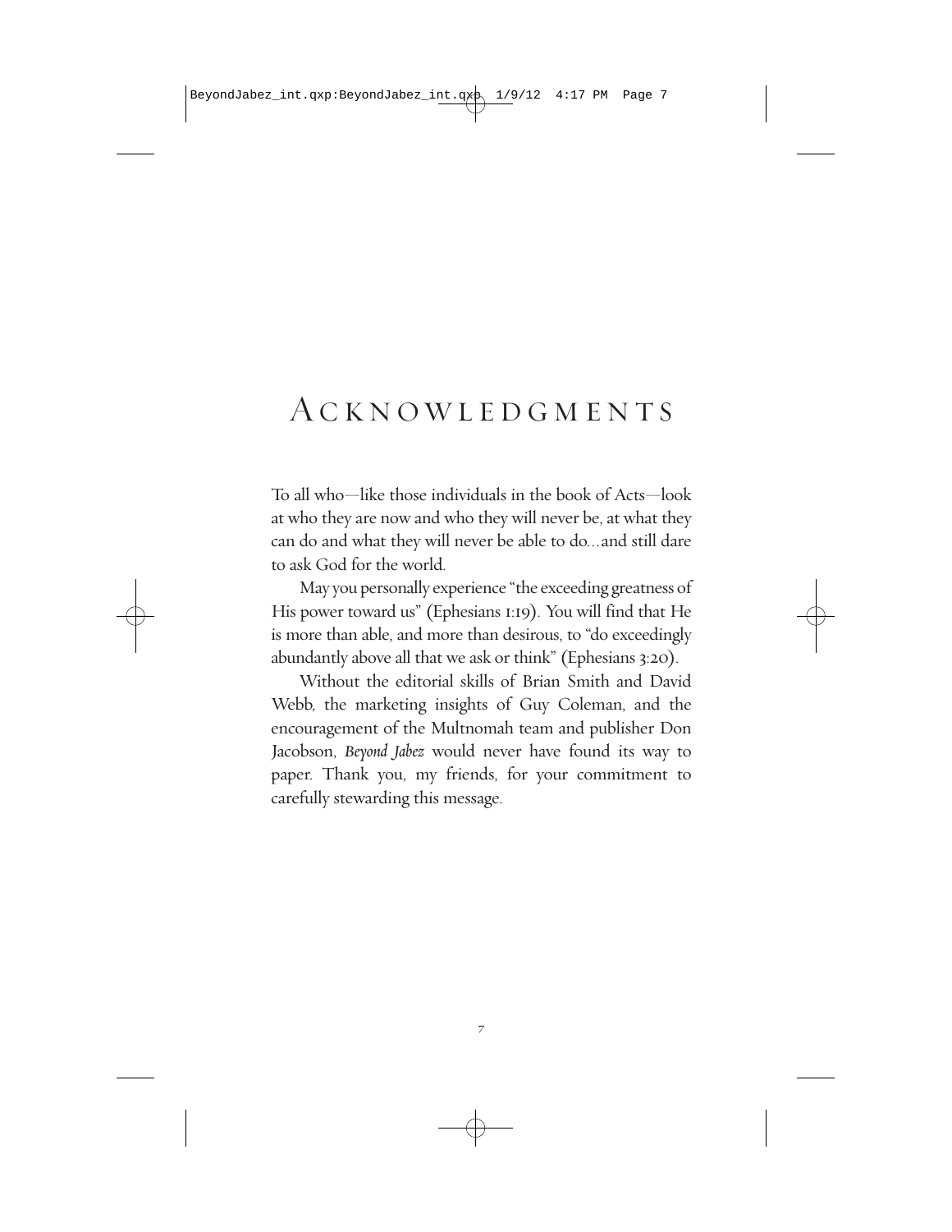# Acknowledgments

To all who—like those individuals in the book of Acts—look at who they are now and who they will never be, at what they can do and what they will never be able to do...and still dare to ask God for the world.

May you personally experience "the exceeding greatness of His power toward us" (Ephesians 1:19). You will find that He is more than able, and more than desirous, to "do exceedingly abundantly above all that we ask or think" (Ephesians 3:20).

Without the editorial skills of Brian Smith and David Webb, the marketing insights of Guy Coleman, and the encouragement of the Multnomah team and publisher Don Jacobson, *Beyond Jabez* would never have found its way to paper. Thank you, my friends, for your commitment to carefully stewarding this message.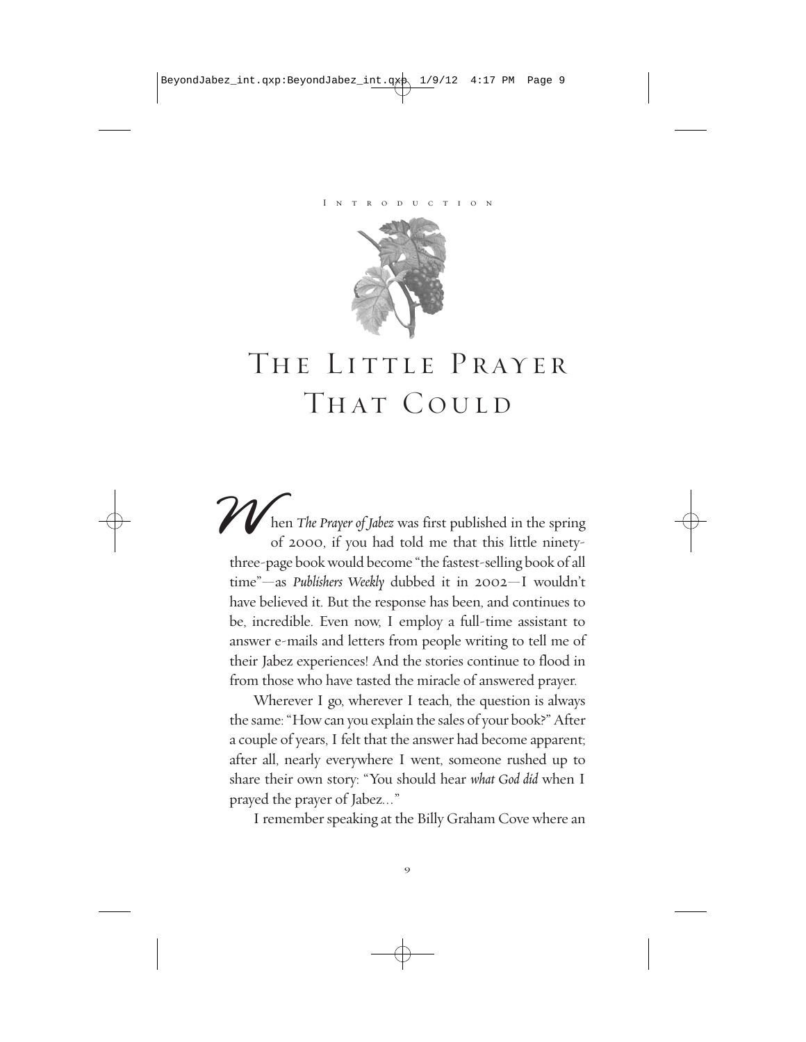Introduction

# The Little Prayer That Could

When *The Prayer of Jabez* was first published in the spring of 2000, if you had told me that this little ninety-three-page book would become "the fastest-selling book of all time"—as *Publishers Weekly* dubbed it in 2002—I wouldn't have believed it. But the response has been, and continues to be, incredible. Even now, I employ a full-time assistant to answer e-mails and letters from people writing to tell me of their Jabez experiences! And the stories continue to flood in from those who have tasted the miracle of answered prayer.

Wherever I go, wherever I teach, the question is always the same: "How can you explain the sales of your book?" After a couple of years, I felt that the answer had become apparent; after all, nearly everywhere I went, someone rushed up to share their own story: "You should hear *what God did* when I prayed the prayer of Jabez..."

I remember speaking at the Billy Graham Cove where an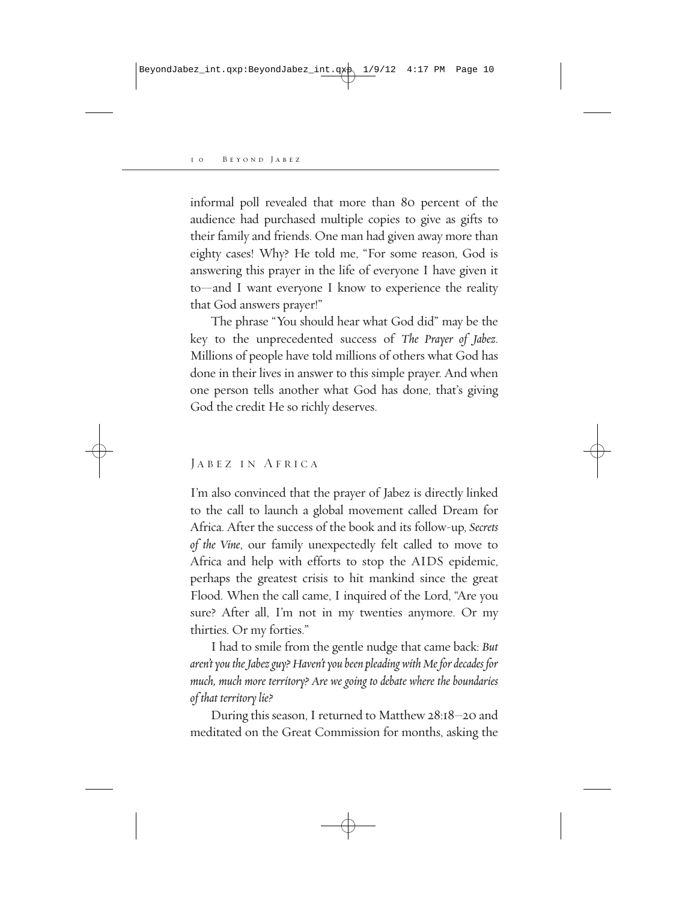informal poll revealed that more than 80 percent of the audience had purchased multiple copies to give as gifts to their family and friends. One man had given away more than eighty cases! Why? He told me, "For some reason, God is answering this prayer in the life of everyone I have given it to—and I want everyone I know to experience the reality that God answers prayer!"

The phrase "You should hear what God did" may be the key to the unprecedented success of *The Prayer of Jabez*. Millions of people have told millions of others what God has done in their lives in answer to this simple prayer. And when one person tells another what God has done, that's giving God the credit He so richly deserves.

## Jabez in Africa

I'm also convinced that the prayer of Jabez is directly linked to the call to launch a global movement called Dream for Africa. After the success of the book and its follow-up, *Secrets of the Vine*, our family unexpectedly felt called to move to Africa and help with efforts to stop the AIDS epidemic, perhaps the greatest crisis to hit mankind since the great Flood. When the call came, I inquired of the Lord, "Are you sure? After all, I'm not in my twenties anymore. Or my thirties. Or my forties."

I had to smile from the gentle nudge that came back: *But aren't you the Jabez guy? Haven't you been pleading with Me for decades for much, much more territory? Are we going to debate where the boundaries of that territory lie?*

During this season, I returned to Matthew 28:18–20 and meditated on the Great Commission for months, asking the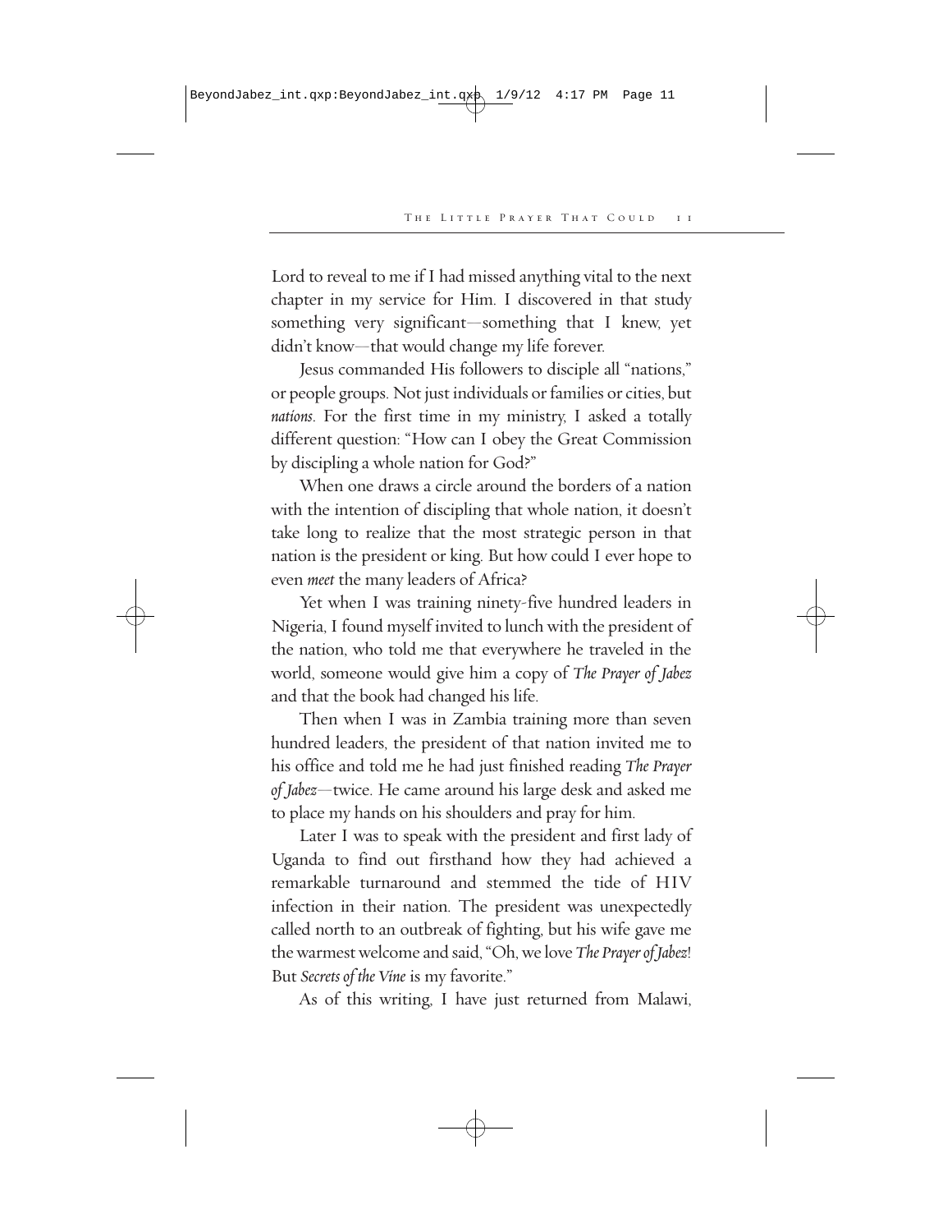Lord to reveal to me if I had missed anything vital to the next chapter in my service for Him. I discovered in that study something very significant—something that I knew, yet didn't know—that would change my life forever.

Jesus commanded His followers to disciple all "nations," or people groups. Not just individuals or families or cities, but *nations*. For the first time in my ministry, I asked a totally different question: "How can I obey the Great Commission by discipling a whole nation for God?"

When one draws a circle around the borders of a nation with the intention of discipling that whole nation, it doesn't take long to realize that the most strategic person in that nation is the president or king. But how could I ever hope to even *meet* the many leaders of Africa?

Yet when I was training ninety-five hundred leaders in Nigeria, I found myself invited to lunch with the president of the nation, who told me that everywhere he traveled in the world, someone would give him a copy of *The Prayer of Jabez* and that the book had changed his life.

Then when I was in Zambia training more than seven hundred leaders, the president of that nation invited me to his office and told me he had just finished reading *The Prayer of Jabez*—twice. He came around his large desk and asked me to place my hands on his shoulders and pray for him.

Later I was to speak with the president and first lady of Uganda to find out firsthand how they had achieved a remarkable turnaround and stemmed the tide of HIV infection in their nation. The president was unexpectedly called north to an outbreak of fighting, but his wife gave me the warmest welcome and said, "Oh, we love *The Prayer of Jabez*! But *Secrets of the Vine* is my favorite."

As of this writing, I have just returned from Malawi,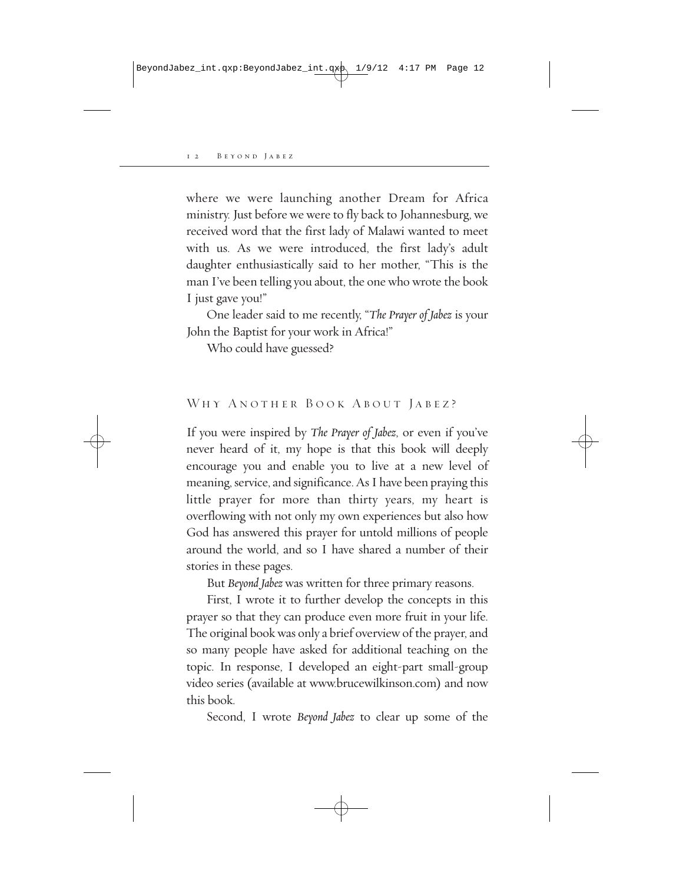where we were launching another Dream for Africa ministry. Just before we were to fly back to Johannesburg, we received word that the first lady of Malawi wanted to meet with us. As we were introduced, the first lady's adult daughter enthusiastically said to her mother, "This is the man I've been telling you about, the one who wrote the book I just gave you!"

One leader said to me recently, "*The Prayer of Jabez* is your John the Baptist for your work in Africa!"

Who could have guessed?

## Why Another Book About Jabez?

If you were inspired by *The Prayer of Jabez,* or even if you've never heard of it, my hope is that this book will deeply encourage you and enable you to live at a new level of meaning, service, and significance. As I have been praying this little prayer for more than thirty years, my heart is overflowing with not only my own experiences but also how God has answered this prayer for untold millions of people around the world, and so I have shared a number of their stories in these pages.

But *Beyond Jabez* was written for three primary reasons.

First, I wrote it to further develop the concepts in this prayer so that they can produce even more fruit in your life. The original book was only a brief overview of the prayer, and so many people have asked for additional teaching on the topic. In response, I developed an eight-part small-group video series (available at www.brucewilkinson.com) and now this book.

Second, I wrote *Beyond Jabez* to clear up some of the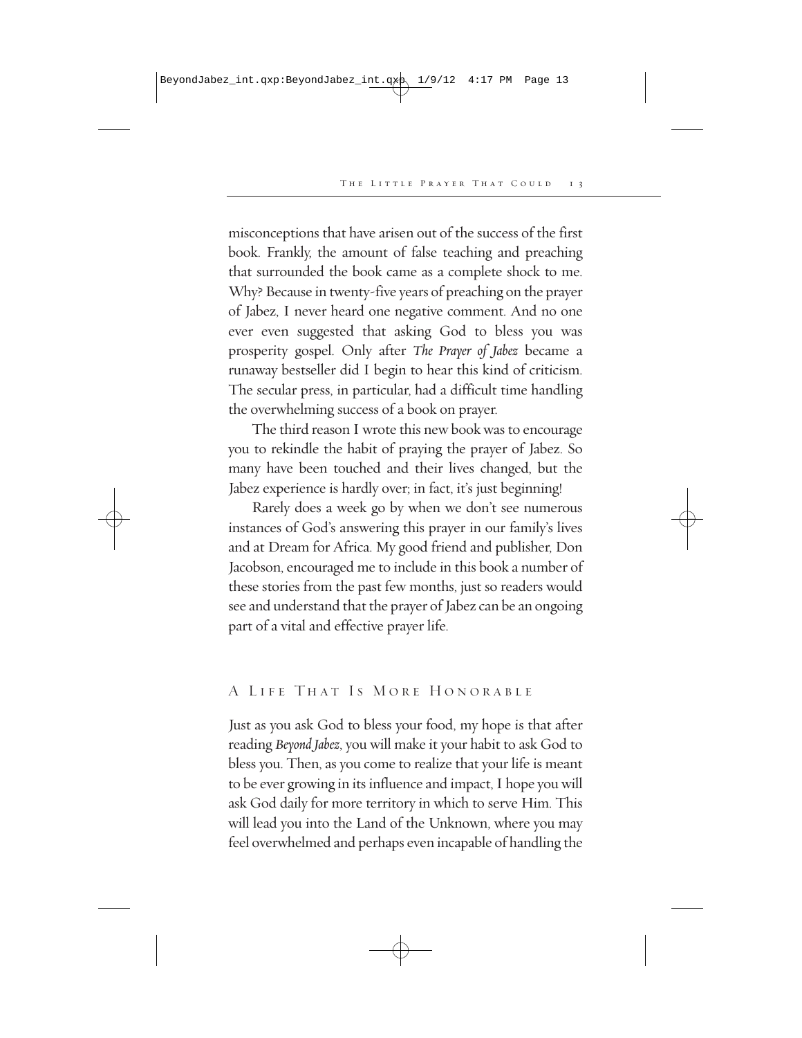misconceptions that have arisen out of the success of the first book. Frankly, the amount of false teaching and preaching that surrounded the book came as a complete shock to me. Why? Because in twenty-five years of preaching on the prayer of Jabez, I never heard one negative comment. And no one ever even suggested that asking God to bless you was prosperity gospel. Only after *The Prayer of Jabez* became a runaway bestseller did I begin to hear this kind of criticism. The secular press, in particular, had a difficult time handling the overwhelming success of a book on prayer.

The third reason I wrote this new book was to encourage you to rekindle the habit of praying the prayer of Jabez. So many have been touched and their lives changed, but the Jabez experience is hardly over; in fact, it's just beginning!

Rarely does a week go by when we don't see numerous instances of God's answering this prayer in our family's lives and at Dream for Africa. My good friend and publisher, Don Jacobson, encouraged me to include in this book a number of these stories from the past few months, just so readers would see and understand that the prayer of Jabez can be an ongoing part of a vital and effective prayer life.

## A Life That Is More Honorable

Just as you ask God to bless your food, my hope is that after reading *Beyond Jabez*, you will make it your habit to ask God to bless you. Then, as you come to realize that your life is meant to be ever growing in its influence and impact, I hope you will ask God daily for more territory in which to serve Him. This will lead you into the Land of the Unknown, where you may feel overwhelmed and perhaps even incapable of handling the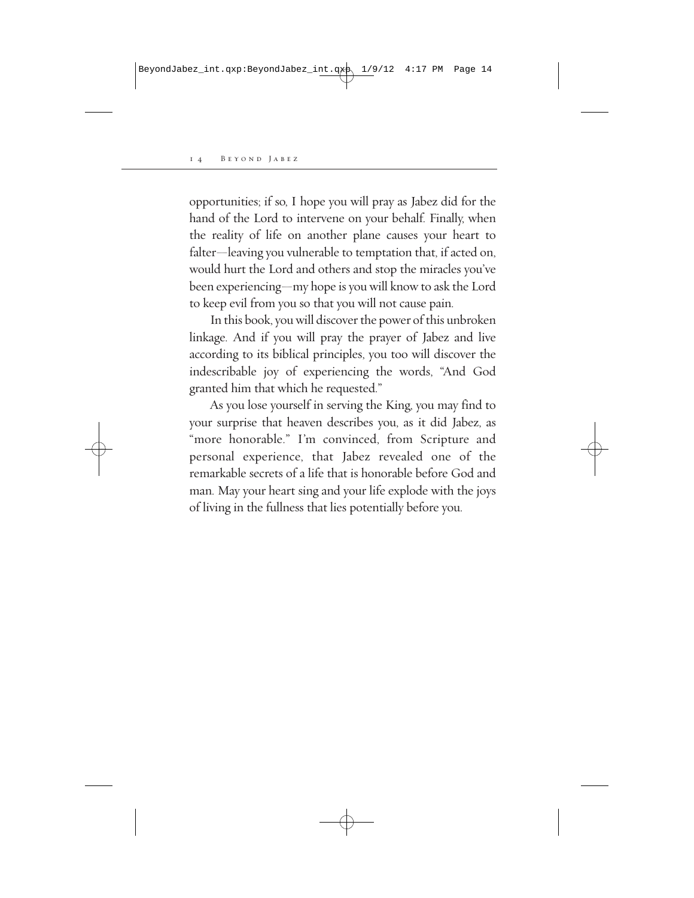opportunities; if so, I hope you will pray as Jabez did for the hand of the Lord to intervene on your behalf. Finally, when the reality of life on another plane causes your heart to falter—leaving you vulnerable to temptation that, if acted on, would hurt the Lord and others and stop the miracles you've been experiencing—my hope is you will know to ask the Lord to keep evil from you so that you will not cause pain.

In this book, you will discover the power of this unbroken linkage. And if you will pray the prayer of Jabez and live according to its biblical principles, you too will discover the indescribable joy of experiencing the words, "And God granted him that which he requested."

As you lose yourself in serving the King, you may find to your surprise that heaven describes you, as it did Jabez, as "more honorable." I'm convinced, from Scripture and personal experience, that Jabez revealed one of the remarkable secrets of a life that is honorable before God and man. May your heart sing and your life explode with the joys of living in the fullness that lies potentially before you.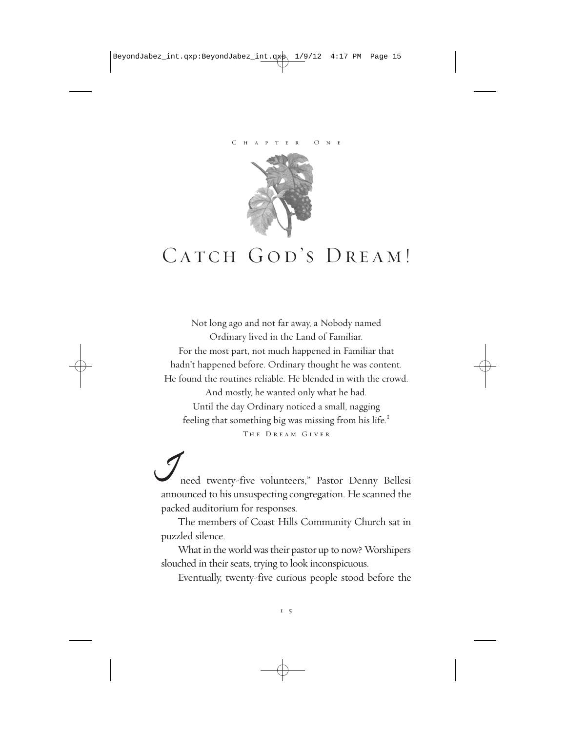Chapter One

# Catch God's Dream!

Not long ago and not far away, a Nobody named Ordinary lived in the Land of Familiar.
For the most part, not much happened in Familiar that hadn't happened before. Ordinary thought he was content.
He found the routines reliable. He blended in with the crowd.
And mostly, he wanted only what he had.
Until the day Ordinary noticed a small, nagging feeling that something big was missing from his life.[1]

The Dream Giver

"I need twenty-five volunteers," Pastor Denny Bellesi announced to his unsuspecting congregation. He scanned the packed auditorium for responses.

The members of Coast Hills Community Church sat in puzzled silence.

What in the world was their pastor up to now? Worshipers slouched in their seats, trying to look inconspicuous.

Eventually, twenty-five curious people stood before the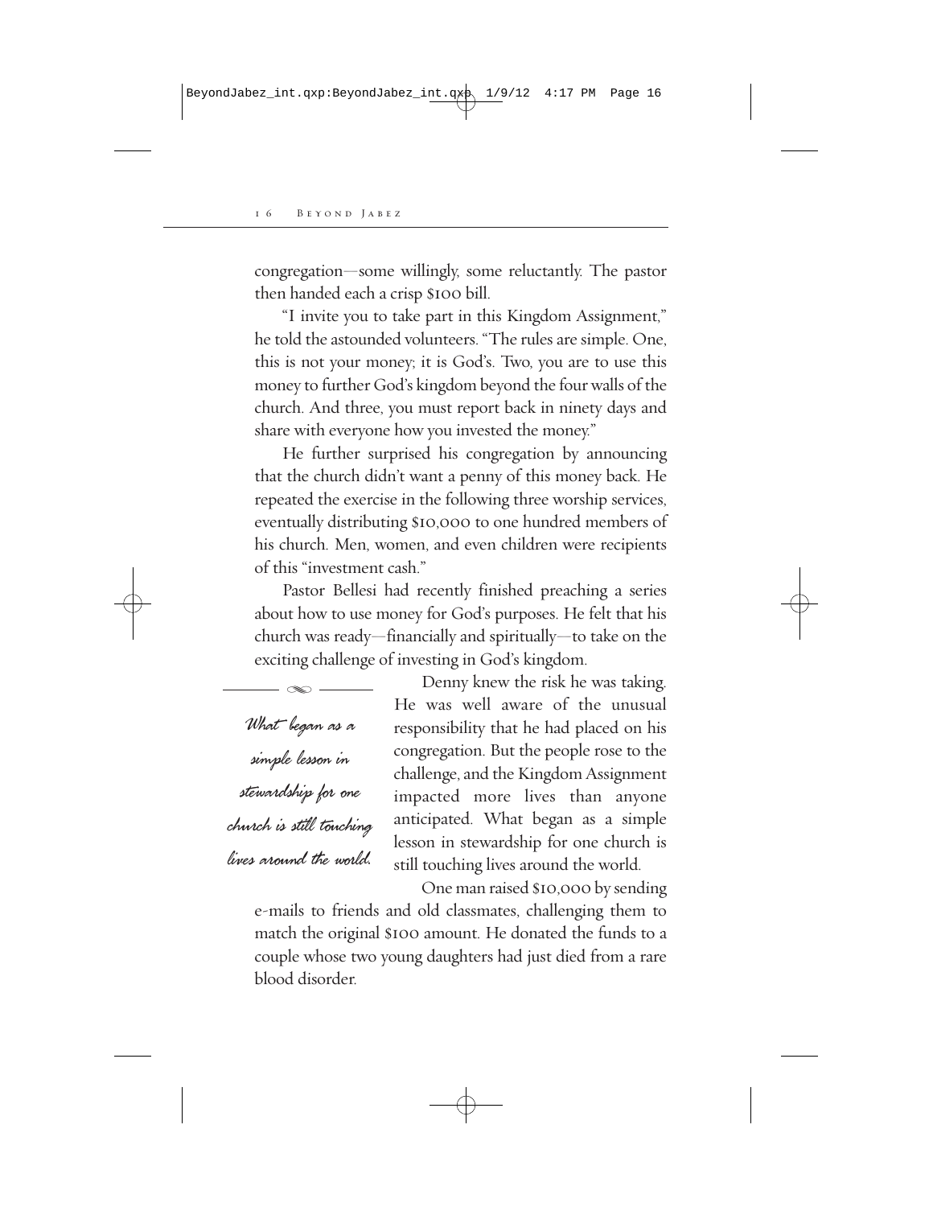congregation—some willingly, some reluctantly. The pastor then handed each a crisp $100 bill.

"I invite you to take part in this Kingdom Assignment," he told the astounded volunteers. "The rules are simple. One, this is not your money; it is God's. Two, you are to use this money to further God's kingdom beyond the four walls of the church. And three, you must report back in ninety days and share with everyone how you invested the money."

He further surprised his congregation by announcing that the church didn't want a penny of this money back. He repeated the exercise in the following three worship services, eventually distributing $10,000 to one hundred members of his church. Men, women, and even children were recipients of this "investment cash."

Pastor Bellesi had recently finished preaching a series about how to use money for God's purposes. He felt that his church was ready—financially and spiritually—to take on the exciting challenge of investing in God's kingdom.

*What began as a simple lesson in stewardship for one church is still touching lives around the world.*

Denny knew the risk he was taking. He was well aware of the unusual responsibility that he had placed on his congregation. But the people rose to the challenge, and the Kingdom Assignment impacted more lives than anyone anticipated. What began as a simple lesson in stewardship for one church is still touching lives around the world.

One man raised $10,000 by sending e-mails to friends and old classmates, challenging them to match the original $100 amount. He donated the funds to a couple whose two young daughters had just died from a rare blood disorder.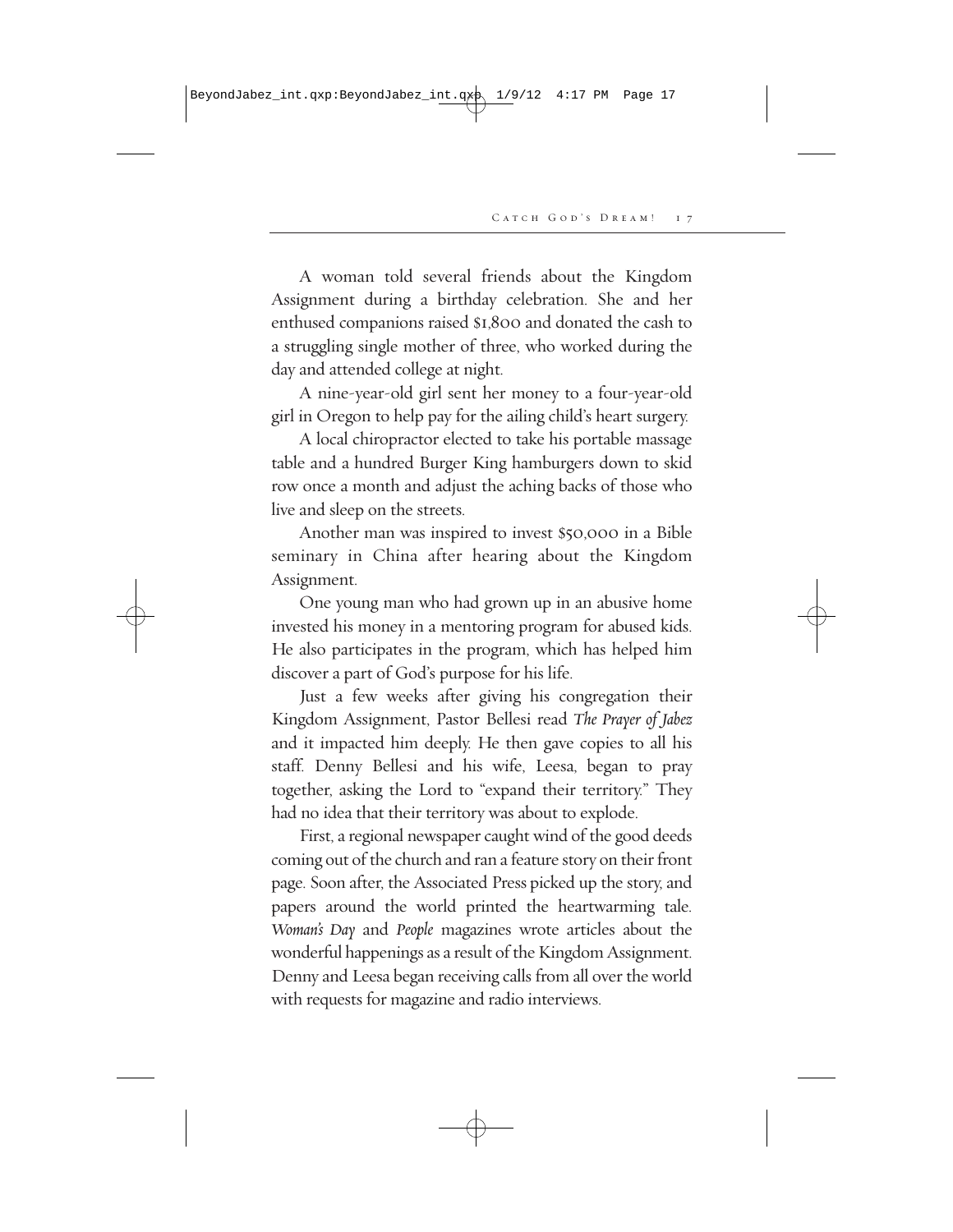A woman told several friends about the Kingdom Assignment during a birthday celebration. She and her enthused companions raised $1,800 and donated the cash to a struggling single mother of three, who worked during the day and attended college at night.

A nine-year-old girl sent her money to a four-year-old girl in Oregon to help pay for the ailing child's heart surgery.

A local chiropractor elected to take his portable massage table and a hundred Burger King hamburgers down to skid row once a month and adjust the aching backs of those who live and sleep on the streets.

Another man was inspired to invest $50,000 in a Bible seminary in China after hearing about the Kingdom Assignment.

One young man who had grown up in an abusive home invested his money in a mentoring program for abused kids. He also participates in the program, which has helped him discover a part of God's purpose for his life.

Just a few weeks after giving his congregation their Kingdom Assignment, Pastor Bellesi read *The Prayer of Jabez* and it impacted him deeply. He then gave copies to all his staff. Denny Bellesi and his wife, Leesa, began to pray together, asking the Lord to "expand their territory." They had no idea that their territory was about to explode.

First, a regional newspaper caught wind of the good deeds coming out of the church and ran a feature story on their front page. Soon after, the Associated Press picked up the story, and papers around the world printed the heartwarming tale. *Woman's Day* and *People* magazines wrote articles about the wonderful happenings as a result of the Kingdom Assignment. Denny and Leesa began receiving calls from all over the world with requests for magazine and radio interviews.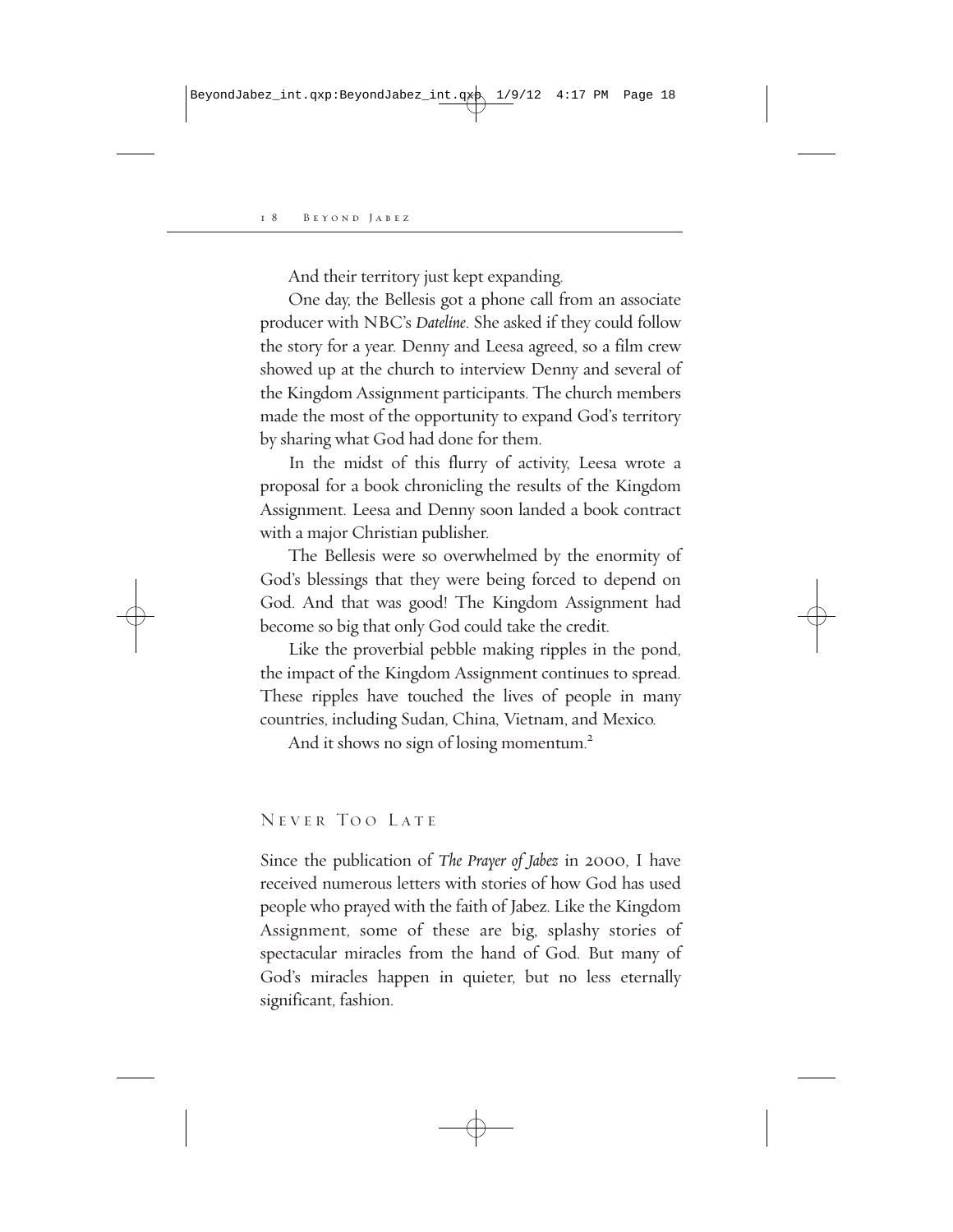And their territory just kept expanding.

One day, the Bellesis got a phone call from an associate producer with NBC's *Dateline*. She asked if they could follow the story for a year. Denny and Leesa agreed, so a film crew showed up at the church to interview Denny and several of the Kingdom Assignment participants. The church members made the most of the opportunity to expand God's territory by sharing what God had done for them.

In the midst of this flurry of activity, Leesa wrote a proposal for a book chronicling the results of the Kingdom Assignment. Leesa and Denny soon landed a book contract with a major Christian publisher.

The Bellesis were so overwhelmed by the enormity of God's blessings that they were being forced to depend on God. And that was good! The Kingdom Assignment had become so big that only God could take the credit.

Like the proverbial pebble making ripples in the pond, the impact of the Kingdom Assignment continues to spread. These ripples have touched the lives of people in many countries, including Sudan, China, Vietnam, and Mexico.

And it shows no sign of losing momentum.[2]

## Never Too Late

Since the publication of *The Prayer of Jabez* in 2000, I have received numerous letters with stories of how God has used people who prayed with the faith of Jabez. Like the Kingdom Assignment, some of these are big, splashy stories of spectacular miracles from the hand of God. But many of God's miracles happen in quieter, but no less eternally significant, fashion.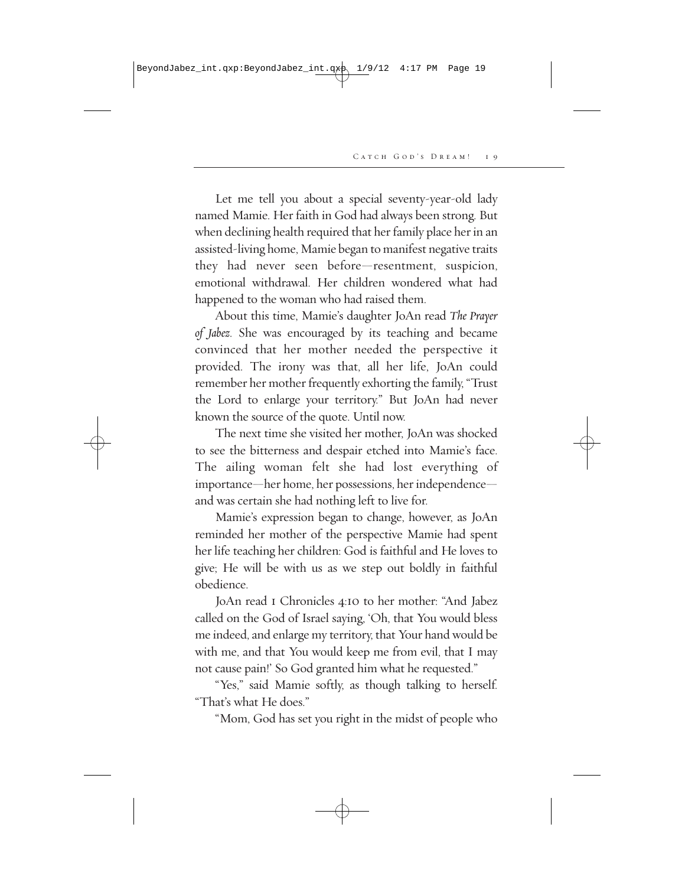Let me tell you about a special seventy-year-old lady named Mamie. Her faith in God had always been strong. But when declining health required that her family place her in an assisted-living home, Mamie began to manifest negative traits they had never seen before—resentment, suspicion, emotional withdrawal. Her children wondered what had happened to the woman who had raised them.

About this time, Mamie's daughter JoAn read *The Prayer of Jabez*. She was encouraged by its teaching and became convinced that her mother needed the perspective it provided. The irony was that, all her life, JoAn could remember her mother frequently exhorting the family, "Trust the Lord to enlarge your territory." But JoAn had never known the source of the quote. Until now.

The next time she visited her mother, JoAn was shocked to see the bitterness and despair etched into Mamie's face. The ailing woman felt she had lost everything of importance—her home, her possessions, her independence—and was certain she had nothing left to live for.

Mamie's expression began to change, however, as JoAn reminded her mother of the perspective Mamie had spent her life teaching her children: God is faithful and He loves to give; He will be with us as we step out boldly in faithful obedience.

JoAn read 1 Chronicles 4:10 to her mother: "And Jabez called on the God of Israel saying, 'Oh, that You would bless me indeed, and enlarge my territory, that Your hand would be with me, and that You would keep me from evil, that I may not cause pain!' So God granted him what he requested."

"Yes," said Mamie softly, as though talking to herself. "That's what He does."

"Mom, God has set you right in the midst of people who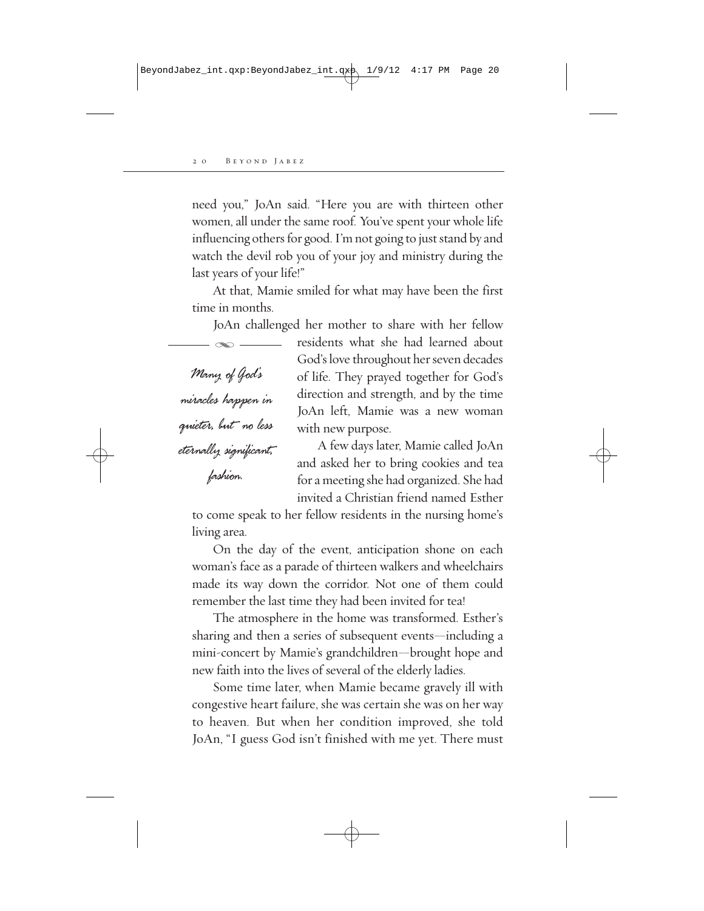need you," JoAn said. "Here you are with thirteen other women, all under the same roof. You've spent your whole life influencing others for good. I'm not going to just stand by and watch the devil rob you of your joy and ministry during the last years of your life!"

At that, Mamie smiled for what may have been the first time in months.

JoAn challenged her mother to share with her fellow residents what she had learned about God's love throughout her seven decades of life. They prayed together for God's direction and strength, and by the time JoAn left, Mamie was a new woman with new purpose.

> *Many of God's miracles happen in quieter, but no less eternally significant, fashion.*

A few days later, Mamie called JoAn and asked her to bring cookies and tea for a meeting she had organized. She had invited a Christian friend named Esther to come speak to her fellow residents in the nursing home's living area.

On the day of the event, anticipation shone on each woman's face as a parade of thirteen walkers and wheelchairs made its way down the corridor. Not one of them could remember the last time they had been invited for tea!

The atmosphere in the home was transformed. Esther's sharing and then a series of subsequent events—including a mini-concert by Mamie's grandchildren—brought hope and new faith into the lives of several of the elderly ladies.

Some time later, when Mamie became gravely ill with congestive heart failure, she was certain she was on her way to heaven. But when her condition improved, she told JoAn, "I guess God isn't finished with me yet. There must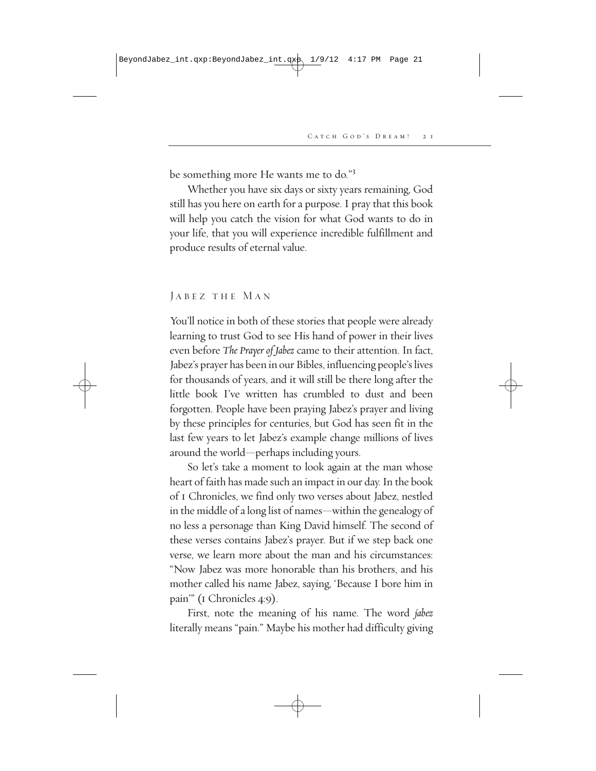be something more He wants me to do."[3]

Whether you have six days or sixty years remaining, God still has you here on earth for a purpose. I pray that this book will help you catch the vision for what God wants to do in your life, that you will experience incredible fulfillment and produce results of eternal value.

## Jabez the Man

You'll notice in both of these stories that people were already learning to trust God to see His hand of power in their lives even before *The Prayer of Jabez* came to their attention. In fact, Jabez's prayer has been in our Bibles, influencing people's lives for thousands of years, and it will still be there long after the little book I've written has crumbled to dust and been forgotten. People have been praying Jabez's prayer and living by these principles for centuries, but God has seen fit in the last few years to let Jabez's example change millions of lives around the world—perhaps including yours.

So let's take a moment to look again at the man whose heart of faith has made such an impact in our day. In the book of 1 Chronicles, we find only two verses about Jabez, nestled in the middle of a long list of names—within the genealogy of no less a personage than King David himself. The second of these verses contains Jabez's prayer. But if we step back one verse, we learn more about the man and his circumstances: "Now Jabez was more honorable than his brothers, and his mother called his name Jabez, saying, 'Because I bore him in pain'" (1 Chronicles 4:9).

First, note the meaning of his name. The word *jabez* literally means "pain." Maybe his mother had difficulty giving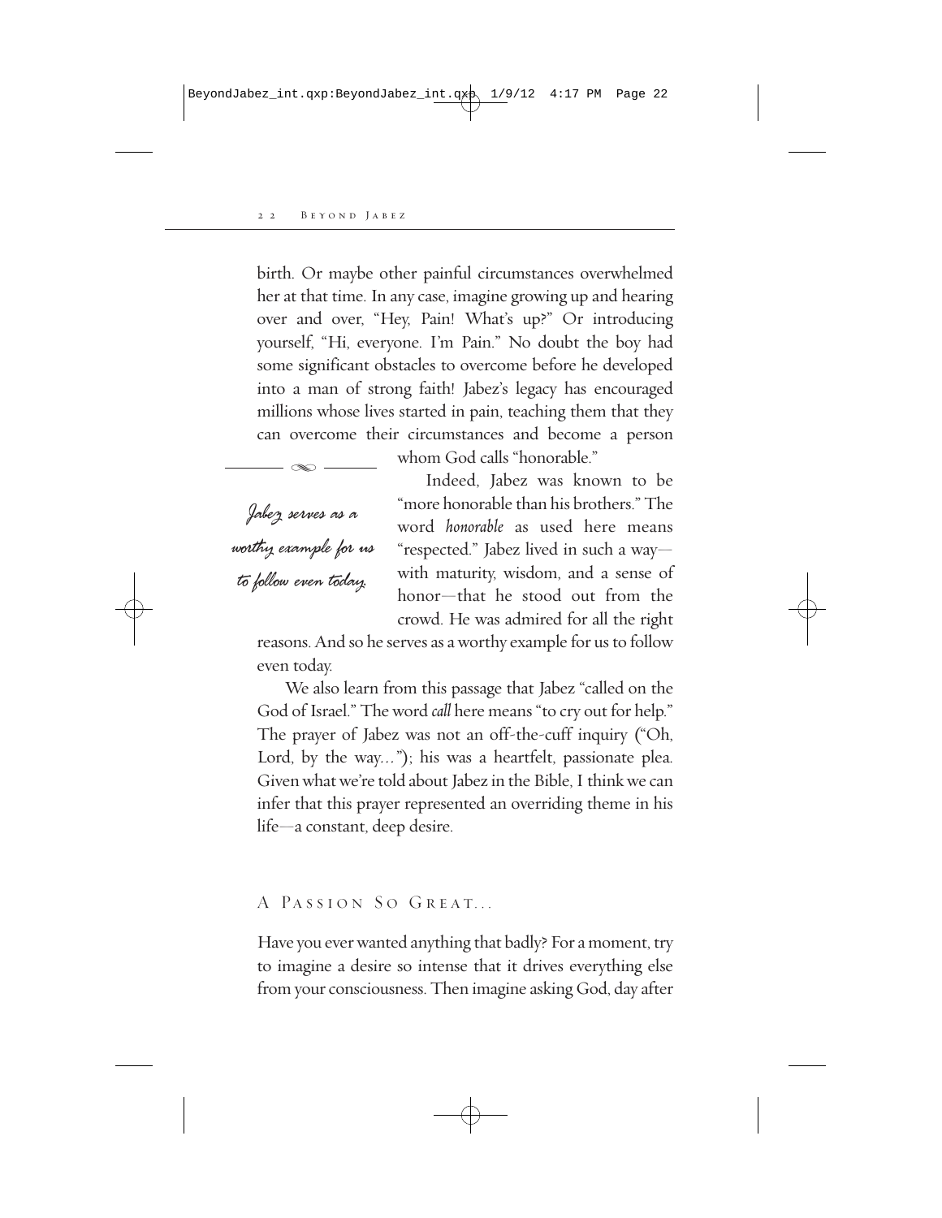birth. Or maybe other painful circumstances overwhelmed her at that time. In any case, imagine growing up and hearing over and over, "Hey, Pain! What's up?" Or introducing yourself, "Hi, everyone. I'm Pain." No doubt the boy had some significant obstacles to overcome before he developed into a man of strong faith! Jabez's legacy has encouraged millions whose lives started in pain, teaching them that they can overcome their circumstances and become a person whom God calls "honorable."

> *Jabez serves as a worthy example for us to follow even today.*

Indeed, Jabez was known to be "more honorable than his brothers." The word *honorable* as used here means "respected." Jabez lived in such a way—with maturity, wisdom, and a sense of honor—that he stood out from the crowd. He was admired for all the right reasons. And so he serves as a worthy example for us to follow even today.

We also learn from this passage that Jabez "called on the God of Israel." The word *call* here means "to cry out for help." The prayer of Jabez was not an off-the-cuff inquiry ("Oh, Lord, by the way..."); his was a heartfelt, passionate plea. Given what we're told about Jabez in the Bible, I think we can infer that this prayer represented an overriding theme in his life—a constant, deep desire.

## A Passion So Great...

Have you ever wanted anything that badly? For a moment, try to imagine a desire so intense that it drives everything else from your consciousness. Then imagine asking God, day after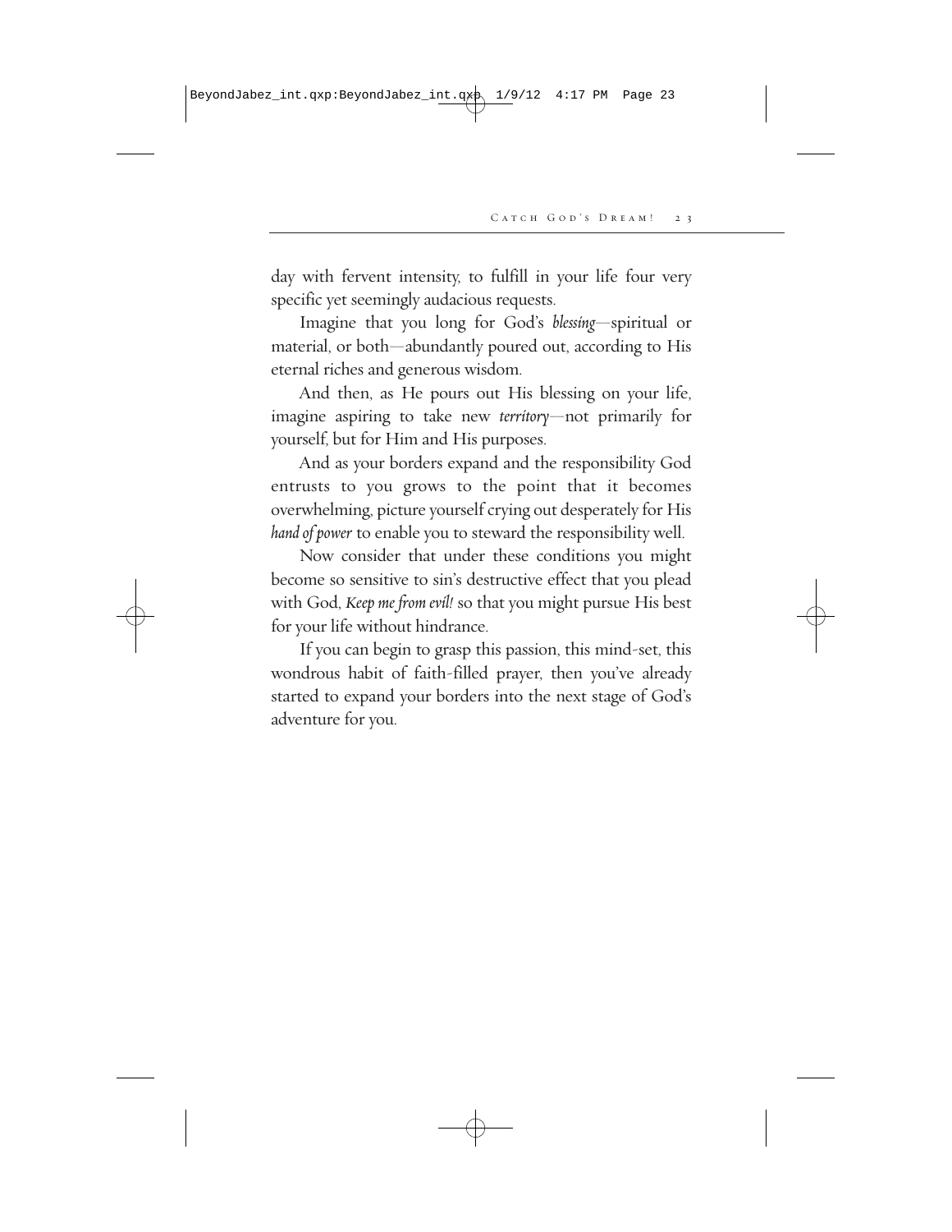day with fervent intensity, to fulfill in your life four very specific yet seemingly audacious requests.

Imagine that you long for God's *blessing*—spiritual or material, or both—abundantly poured out, according to His eternal riches and generous wisdom.

And then, as He pours out His blessing on your life, imagine aspiring to take new *territory*—not primarily for yourself, but for Him and His purposes.

And as your borders expand and the responsibility God entrusts to you grows to the point that it becomes overwhelming, picture yourself crying out desperately for His *hand of power* to enable you to steward the responsibility well.

Now consider that under these conditions you might become so sensitive to sin's destructive effect that you plead with God, *Keep me from evil!* so that you might pursue His best for your life without hindrance.

If you can begin to grasp this passion, this mind-set, this wondrous habit of faith-filled prayer, then you've already started to expand your borders into the next stage of God's adventure for you.